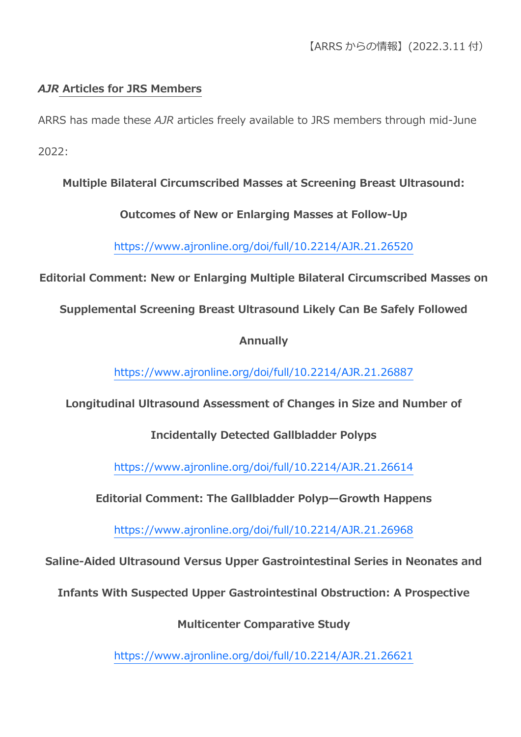【ARRS からの情報】(2022.3.11 付)

## *AJR* Articles for JRS Members

ARRS has made these *AJR* articles freely available to JRS members through mid-June 2022:

**Multiple Bilateral Circumscribed Masses at Screening Breast Ultrasound: Outcomes of New or Enlarging Masses at Follow-Up**

https://www.ajronline.org/doi/full/10.2214/AJR.21.26520

**Editorial Comment: New or Enlarging Multiple Bilateral Circumscribed Masses on Supplemental Screening Breast Ultrasound Likely Can Be Safely Followed Annually**

https://www.ajronline.org/doi/full/10.2214/AJR.21.26887

**Longitudinal Ultrasound Assessment of Changes in Size and Number of Incidentally Detected Gallbladder Polyps**

https://www.ajronline.org/doi/full/10.2214/AJR.21.26614

**Editorial Comment: The Gallbladder Polyp—Growth Happens**

https://www.ajronline.org/doi/full/10.2214/AJR.21.26968

**Saline-Aided Ultrasound Versus Upper Gastrointestinal Series in Neonates and Infants With Suspected Upper Gastrointestinal Obstruction: A Prospective Multicenter Comparative Study**

https://www.ajronline.org/doi/full/10.2214/AJR.21.26621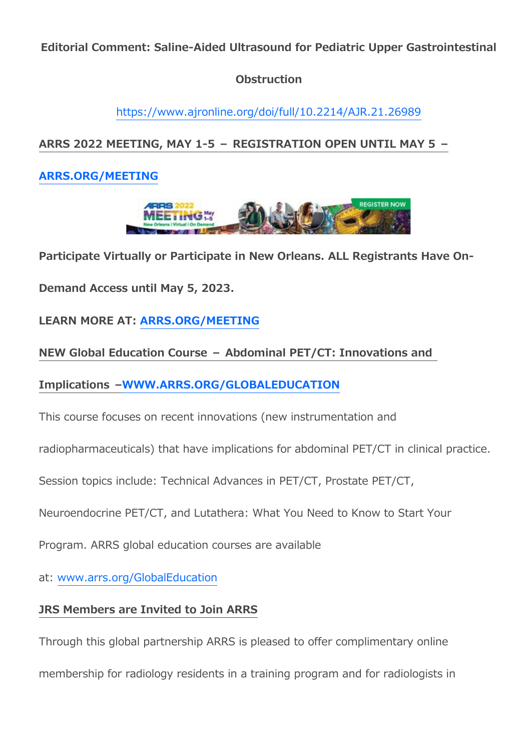**Editorial Comment: Saline-Aided Ultrasound for Pediatric Upper Gastrointestinal Obstruction**

https://www.ajronline.org/doi/full/10.2214/AJR.21.26989

**ARRS 2022 MEETING, MAY 1-5 – REGISTRATION OPEN UNTIL MAY 5 – ARRS.ORG/MEETING**

**Participate Virtually or Participate in New Orleans. ALL Registrants Have On-Demand Access until May 5, 2023.**

**LEARN MORE AT: ARRS.ORG/MEETING**

**NEW Global Education Course – Abdominal PET/CT: Innovations and Implications –WWW.ARRS.ORG/GLOBALEDUCATION**

This course focuses on recent innovations (new instrumentation and radiopharmaceuticals) that have implications for abdominal PET/CT in clinical practice. Session topics include: Technical Advances in PET/CT, Prostate PET/CT, Neuroendocrine PET/CT, and Lutathera: What You Need to Know to Start Your Program. ARRS global education courses are available at: www.arrs.org/GlobalEducation

**JRS Members are Invited to Join ARRS**

Through this global partnership ARRS is pleased to offer complimentary online membership for radiology residents in a training program and for radiologists in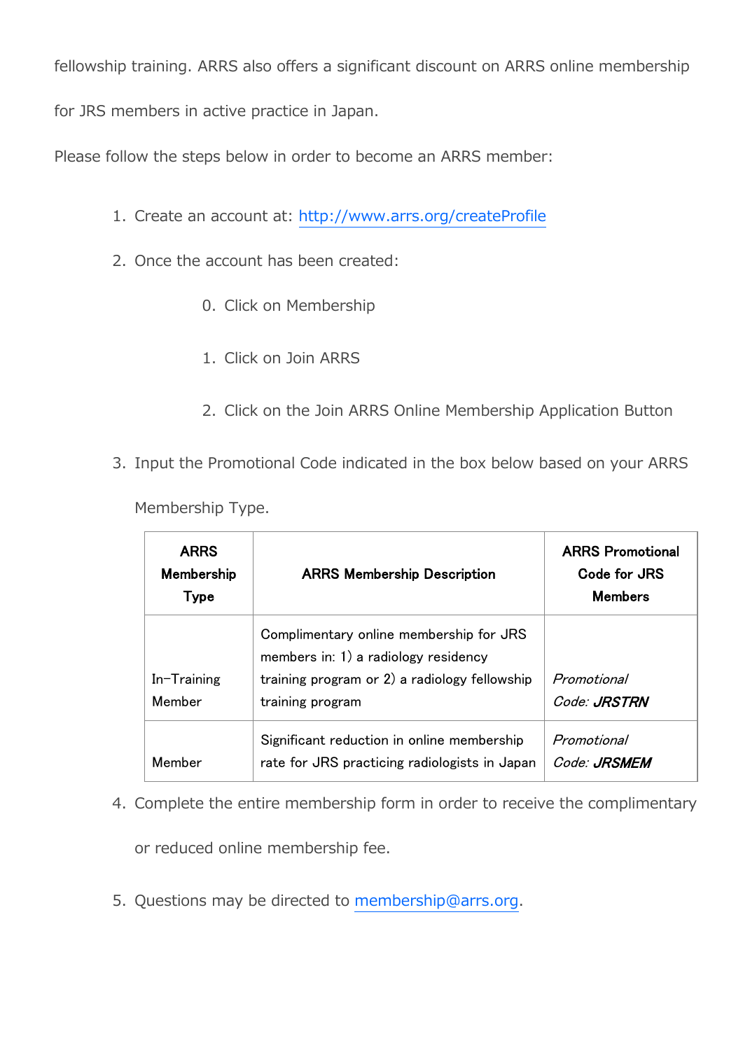fellowship training. ARRS also offers a significant discount on ARRS online membership for JRS members in active practice in Japan.

Please follow the steps below in order to become an ARRS member:

1. Create an account at: [http://www.arrs.org/createProfile](http://www.arrs.org/createProfile)
2. Once the account has been created:
   0. Click on Membership
   1. Click on Join ARRS
   2. Click on the Join ARRS Online Membership Application Button
3. Input the Promotional Code indicated in the box below based on your ARRS Membership Type.

| **ARRS Membership Type** | **ARRS Membership Description** | **ARRS Promotional Code for JRS Members** |
|---|---|---|
| In-Training Member | Complimentary online membership for JRS members in: 1) a radiology residency training program or 2) a radiology fellowship training program | *Promotional Code:* ***JRSTRN*** |
| Member | Significant reduction in online membership rate for JRS practicing radiologists in Japan | *Promotional Code:* ***JRSMEM*** |

4. Complete the entire membership form in order to receive the complimentary or reduced online membership fee.
5. Questions may be directed to [membership@arrs.org](mailto:membership@arrs.org).